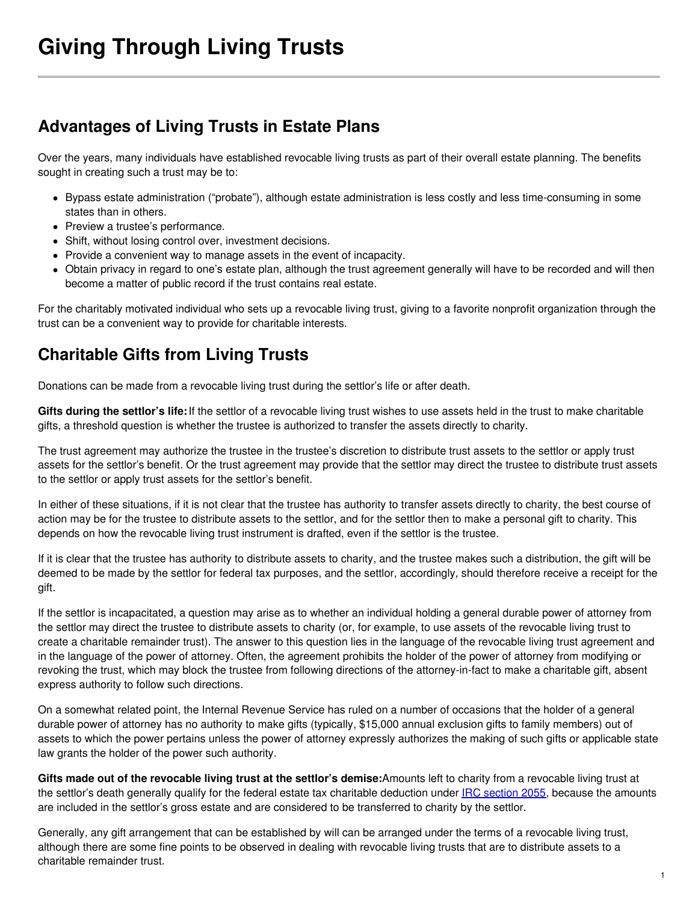# Giving Through Living Trusts

## Advantages of Living Trusts in Estate Plans

Over the years, many individuals have established revocable living trusts as part of their overall estate planning. The benefits sought in creating such a trust may be to:

- Bypass estate administration ("probate"), although estate administration is less costly and less time-consuming in some states than in others.
- Preview a trustee's performance.
- Shift, without losing control over, investment decisions.
- Provide a convenient way to manage assets in the event of incapacity.
- Obtain privacy in regard to one's estate plan, although the trust agreement generally will have to be recorded and will then become a matter of public record if the trust contains real estate.

For the charitably motivated individual who sets up a revocable living trust, giving to a favorite nonprofit organization through the trust can be a convenient way to provide for charitable interests.

## Charitable Gifts from Living Trusts

Donations can be made from a revocable living trust during the settlor's life or after death.

**Gifts during the settlor's life:** If the settlor of a revocable living trust wishes to use assets held in the trust to make charitable gifts, a threshold question is whether the trustee is authorized to transfer the assets directly to charity.

The trust agreement may authorize the trustee in the trustee's discretion to distribute trust assets to the settlor or apply trust assets for the settlor's benefit. Or the trust agreement may provide that the settlor may direct the trustee to distribute trust assets to the settlor or apply trust assets for the settlor's benefit.

In either of these situations, if it is not clear that the trustee has authority to transfer assets directly to charity, the best course of action may be for the trustee to distribute assets to the settlor, and for the settlor then to make a personal gift to charity. This depends on how the revocable living trust instrument is drafted, even if the settlor is the trustee.

If it is clear that the trustee has authority to distribute assets to charity, and the trustee makes such a distribution, the gift will be deemed to be made by the settlor for federal tax purposes, and the settlor, accordingly, should therefore receive a receipt for the gift.

If the settlor is incapacitated, a question may arise as to whether an individual holding a general durable power of attorney from the settlor may direct the trustee to distribute assets to charity (or, for example, to use assets of the revocable living trust to create a charitable remainder trust). The answer to this question lies in the language of the revocable living trust agreement and in the language of the power of attorney. Often, the agreement prohibits the holder of the power of attorney from modifying or revoking the trust, which may block the trustee from following directions of the attorney-in-fact to make a charitable gift, absent express authority to follow such directions.

On a somewhat related point, the Internal Revenue Service has ruled on a number of occasions that the holder of a general durable power of attorney has no authority to make gifts (typically, $15,000 annual exclusion gifts to family members) out of assets to which the power pertains unless the power of attorney expressly authorizes the making of such gifts or applicable state law grants the holder of the power such authority.

**Gifts made out of the revocable living trust at the settlor's demise:** Amounts left to charity from a revocable living trust at the settlor's death generally qualify for the federal estate tax charitable deduction under IRC section 2055, because the amounts are included in the settlor's gross estate and are considered to be transferred to charity by the settlor.

Generally, any gift arrangement that can be established by will can be arranged under the terms of a revocable living trust, although there are some fine points to be observed in dealing with revocable living trusts that are to distribute assets to a charitable remainder trust.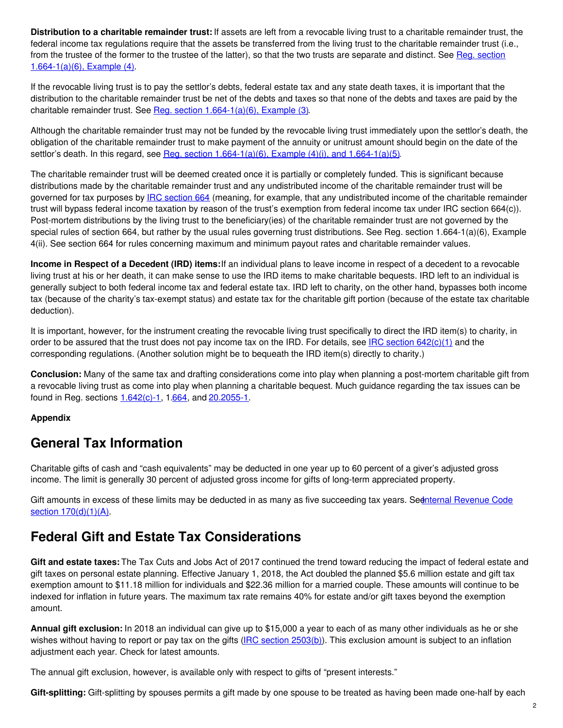**Distribution to a charitable remainder trust:** If assets are left from a revocable living trust to a charitable remainder trust, the federal income tax regulations require that the assets be transferred from the living trust to the charitable remainder trust (i.e., from the trustee of the former to the trustee of the latter), so that the two trusts are separate and distinct. See [Reg. section 1.664-1(a)(6), Example (4)].

If the revocable living trust is to pay the settlor's debts, federal estate tax and any state death taxes, it is important that the distribution to the charitable remainder trust be net of the debts and taxes so that none of the debts and taxes are paid by the charitable remainder trust. See [Reg. section 1.664-1(a)(6), Example (3)].

Although the charitable remainder trust may not be funded by the revocable living trust immediately upon the settlor's death, the obligation of the charitable remainder trust to make payment of the annuity or unitrust amount should begin on the date of the settlor's death. In this regard, see [Reg. section 1.664-1(a)(6), Example (4)(i), and 1.664-1(a)(5)].

The charitable remainder trust will be deemed created once it is partially or completely funded. This is significant because distributions made by the charitable remainder trust and any undistributed income of the charitable remainder trust will be governed for tax purposes by [IRC section 664] (meaning, for example, that any undistributed income of the charitable remainder trust will bypass federal income taxation by reason of the trust's exemption from federal income tax under IRC section 664(c)). Post-mortem distributions by the living trust to the beneficiary(ies) of the charitable remainder trust are not governed by the special rules of section 664, but rather by the usual rules governing trust distributions. See Reg. section 1.664-1(a)(6), Example 4(ii). See section 664 for rules concerning maximum and minimum payout rates and charitable remainder values.

**Income in Respect of a Decedent (IRD) items:** If an individual plans to leave income in respect of a decedent to a revocable living trust at his or her death, it can make sense to use the IRD items to make charitable bequests. IRD left to an individual is generally subject to both federal income tax and federal estate tax. IRD left to charity, on the other hand, bypasses both income tax (because of the charity's tax-exempt status) and estate tax for the charitable gift portion (because of the estate tax charitable deduction).

It is important, however, for the instrument creating the revocable living trust specifically to direct the IRD item(s) to charity, in order to be assured that the trust does not pay income tax on the IRD. For details, see [IRC section 642(c)(1)] and the corresponding regulations. (Another solution might be to bequeath the IRD item(s) directly to charity.)

**Conclusion:** Many of the same tax and drafting considerations come into play when planning a post-mortem charitable gift from a revocable living trust as come into play when planning a charitable bequest. Much guidance regarding the tax issues can be found in Reg. sections [1.642(c)-1], 1.[664], and [20.2055-1].

**Appendix**

## General Tax Information

Charitable gifts of cash and "cash equivalents" may be deducted in one year up to 60 percent of a giver's adjusted gross income. The limit is generally 30 percent of adjusted gross income for gifts of long-term appreciated property.

Gift amounts in excess of these limits may be deducted in as many as five succeeding tax years. See [Internal Revenue Code section 170(d)(1)(A)].

## Federal Gift and Estate Tax Considerations

**Gift and estate taxes:** The Tax Cuts and Jobs Act of 2017 continued the trend toward reducing the impact of federal estate and gift taxes on personal estate planning. Effective January 1, 2018, the Act doubled the planned $5.6 million estate and gift tax exemption amount to $11.18 million for individuals and $22.36 million for a married couple. These amounts will continue to be indexed for inflation in future years. The maximum tax rate remains 40% for estate and/or gift taxes beyond the exemption amount.

**Annual gift exclusion:** In 2018 an individual can give up to $15,000 a year to each of as many other individuals as he or she wishes without having to report or pay tax on the gifts ([IRC section 2503(b)]). This exclusion amount is subject to an inflation adjustment each year. Check for latest amounts.

The annual gift exclusion, however, is available only with respect to gifts of "present interests."

**Gift-splitting:** Gift-splitting by spouses permits a gift made by one spouse to be treated as having been made one-half by each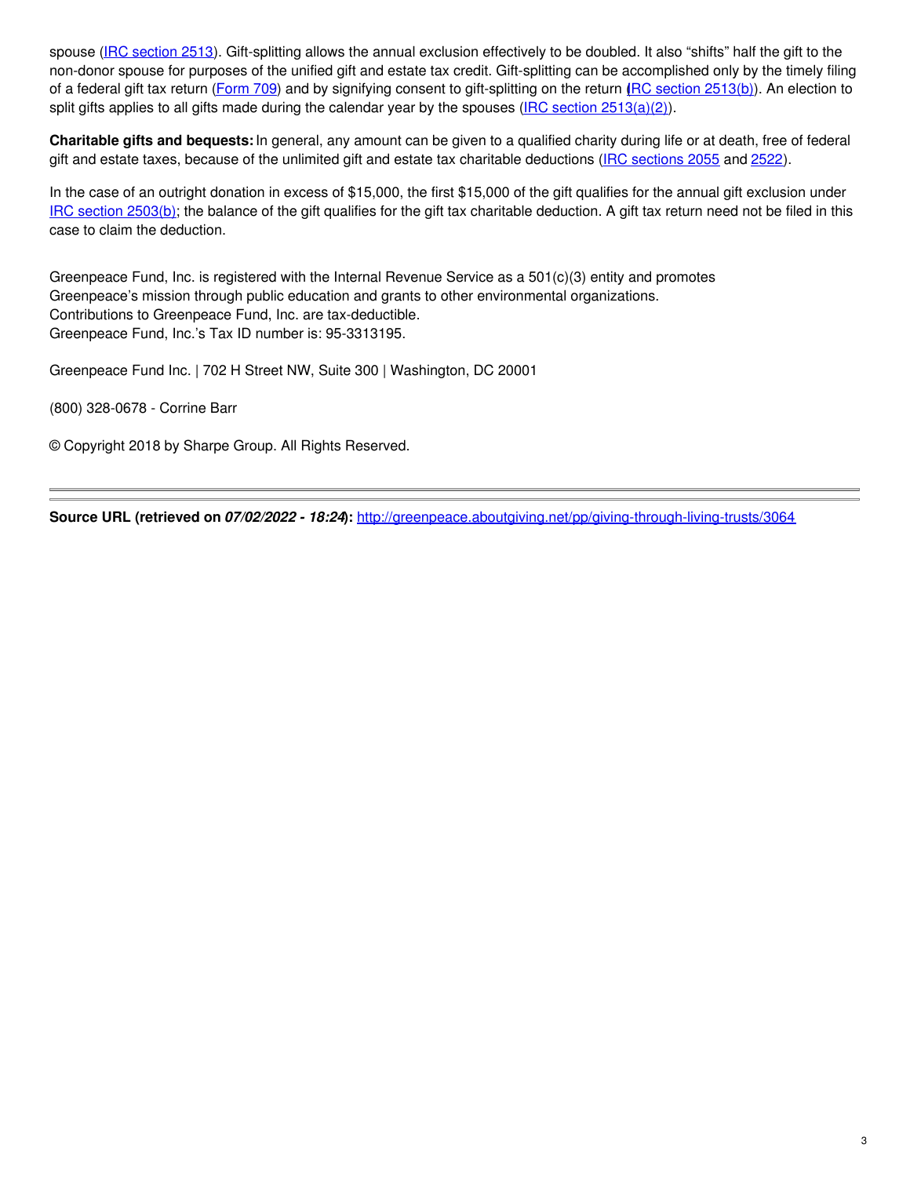spouse (IRC section 2513). Gift-splitting allows the annual exclusion effectively to be doubled. It also "shifts" half the gift to the non-donor spouse for purposes of the unified gift and estate tax credit. Gift-splitting can be accomplished only by the timely filing of a federal gift tax return (Form 709) and by signifying consent to gift-splitting on the return (IRC section 2513(b)). An election to split gifts applies to all gifts made during the calendar year by the spouses (IRC section 2513(a)(2)).

**Charitable gifts and bequests:** In general, any amount can be given to a qualified charity during life or at death, free of federal gift and estate taxes, because of the unlimited gift and estate tax charitable deductions (IRC sections 2055 and 2522).

In the case of an outright donation in excess of $15,000, the first $15,000 of the gift qualifies for the annual gift exclusion under IRC section 2503(b); the balance of the gift qualifies for the gift tax charitable deduction. A gift tax return need not be filed in this case to claim the deduction.

Greenpeace Fund, Inc. is registered with the Internal Revenue Service as a 501(c)(3) entity and promotes Greenpeace's mission through public education and grants to other environmental organizations.
Contributions to Greenpeace Fund, Inc. are tax-deductible.
Greenpeace Fund, Inc.'s Tax ID number is: 95-3313195.

Greenpeace Fund Inc. | 702 H Street NW, Suite 300 | Washington, DC 20001

(800) 328-0678 - Corrine Barr

© Copyright 2018 by Sharpe Group. All Rights Reserved.

---

**Source URL (retrieved on *07/02/2022 - 18:24*):** http://greenpeace.aboutgiving.net/pp/giving-through-living-trusts/3064